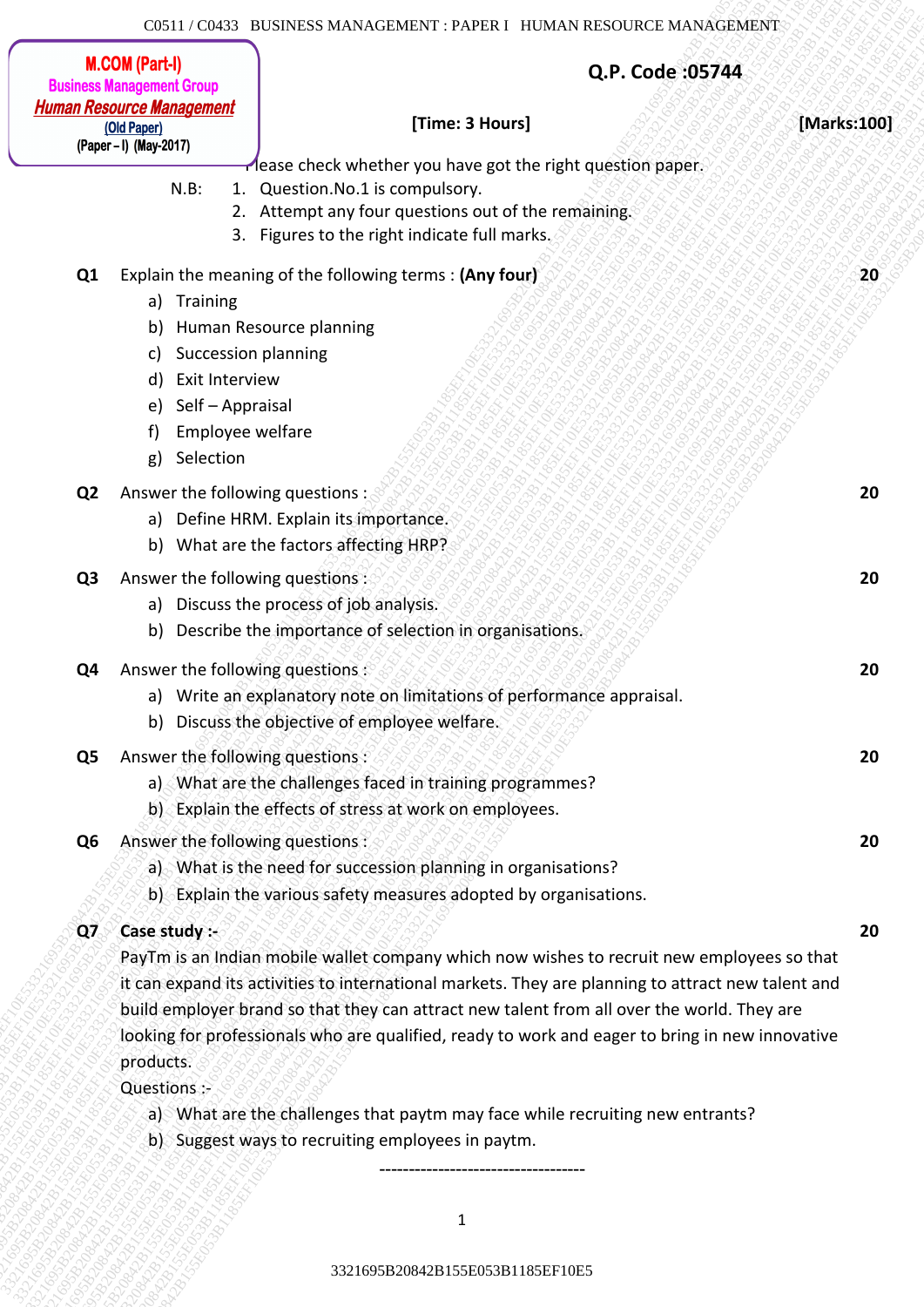M.COM (Part-I)
Business Management Group
*Human Resource Management*
(Old Paper)
(Paper – I) (May-2017)

**Q.P. Code :05744**

**[Time: 3 Hours]** **[Marks:100]**

Please check whether you have got the right question paper.

N.B:
1. Question.No.1 is compulsory.
2. Attempt any four questions out of the remaining.
3. Figures to the right indicate full marks.

**Q1** Explain the meaning of the following terms : **(Any four)** **20**

a) Training
b) Human Resource planning
c) Succession planning
d) Exit Interview
e) Self – Appraisal
f) Employee welfare
g) Selection

**Q2** Answer the following questions : **20**

a) Define HRM. Explain its importance.
b) What are the factors affecting HRP?

**Q3** Answer the following questions : **20**

a) Discuss the process of job analysis.
b) Describe the importance of selection in organisations.

**Q4** Answer the following questions : **20**

a) Write an explanatory note on limitations of performance appraisal.
b) Discuss the objective of employee welfare.

**Q5** Answer the following questions : **20**

a) What are the challenges faced in training programmes?
b) Explain the effects of stress at work on employees.

**Q6** Answer the following questions : **20**

a) What is the need for succession planning in organisations?
b) Explain the various safety measures adopted by organisations.

**Q7** **Case study :-** **20**

PayTm is an Indian mobile wallet company which now wishes to recruit new employees so that it can expand its activities to international markets. They are planning to attract new talent and build employer brand so that they can attract new talent from all over the world. They are looking for professionals who are qualified, ready to work and eager to bring in new innovative products.

Questions :-

a) What are the challenges that paytm may face while recruiting new entrants?
b) Suggest ways to recruiting employees in paytm.

-----------------------------------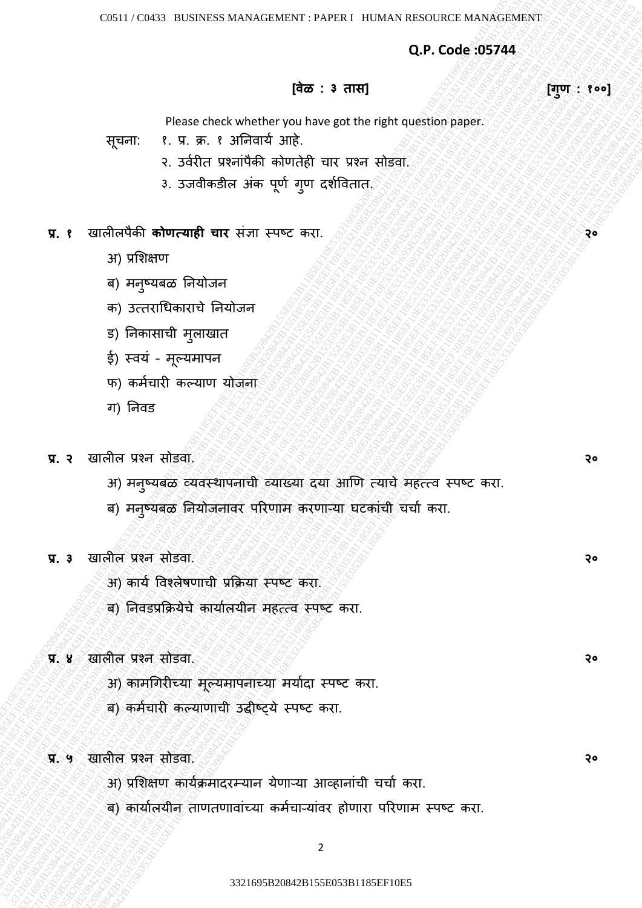**Q.P. Code :05744**

**[वेळ : ३ तास]** **[गुण : १००]**

Please check whether you have got the right question paper.

सूचना:
१. प्र. क्र. १ अनिवार्य आहे.
२. उर्वरीत प्रश्नांपैकी कोणतेही चार प्रश्न सोडवा.
३. उजवीकडील अंक पूर्ण गुण दर्शवितात.

**प्र. १** खालीलपैकी **कोणत्याही चार** संज्ञा स्पष्ट करा. **२०**

अ) प्रशिक्षण

ब) मनुष्यबळ नियोजन

क) उत्तराधिकाराचे नियोजन

ड) निकासाची मुलाखात

ई) स्वयं - मूल्यमापन

फ) कर्मचारी कल्याण योजना

ग) निवड

**प्र. २** खालील प्रश्न सोडवा. **२०**

अ) मनुष्यबळ व्यवस्थापनाची व्याख्या दया आणि त्याचे महत्त्व स्पष्ट करा.

ब) मनुष्यबळ नियोजनावर परिणाम करणाऱ्या घटकांची चर्चा करा.

**प्र. ३** खालील प्रश्न सोडवा. **२०**

अ) कार्य विश्लेषणाची प्रक्रिया स्पष्ट करा.

ब) निवडप्रक्रियेचे कार्यालयीन महत्त्व स्पष्ट करा.

**प्र. ४** खालील प्रश्न सोडवा. **२०**

अ) कामगिरीच्या मूल्यमापनाच्या मर्यादा स्पष्ट करा.

ब) कर्मचारी कल्याणाची उद्दीष्ट्ये स्पष्ट करा.

**प्र. ५** खालील प्रश्न सोडवा. **२०**

अ) प्रशिक्षण कार्यक्रमादरम्यान येणाऱ्या आव्हानांची चर्चा करा.

ब) कार्यालयीन ताणतणावांच्या कर्मचाऱ्यांवर होणारा परिणाम स्पष्ट करा.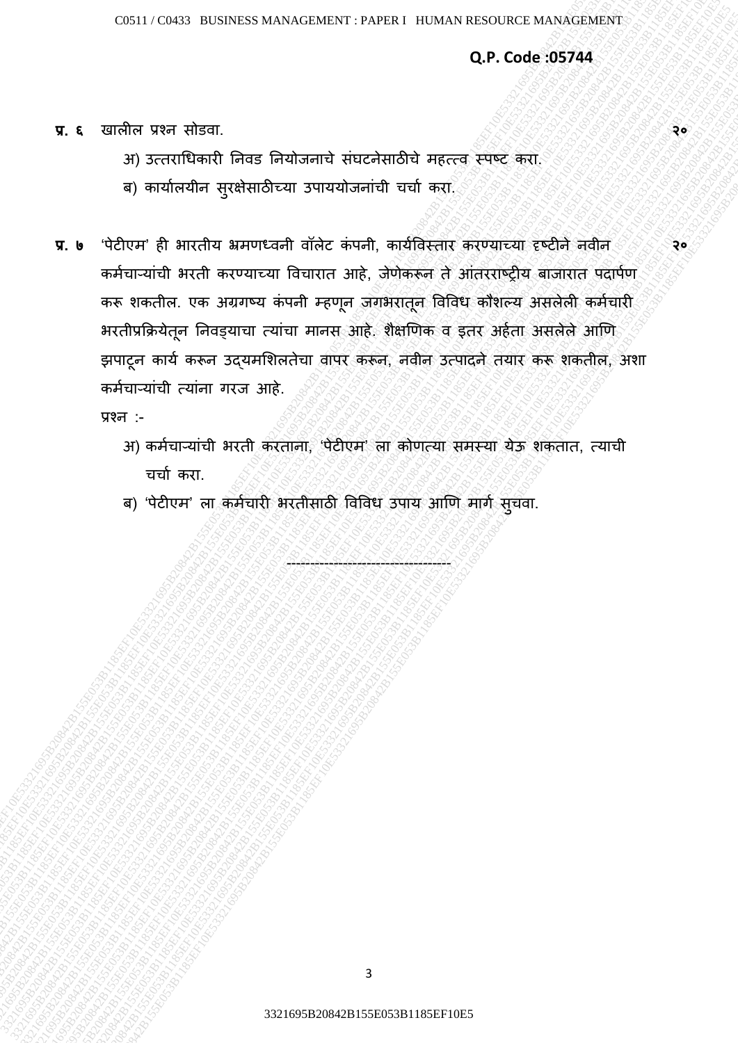**Q.P. Code :05744**

**प्र. ६** खालील प्रश्न सोडवा. **२०**

अ) उत्तराधिकारी निवड नियोजनाचे संघटनेसाठीचे महत्त्व स्पष्ट करा.

ब) कार्यालयीन सुरक्षेसाठीच्या उपाययोजनांची चर्चा करा.

**प्र. ७** 'पेटीएम' ही भारतीय भ्रमणध्वनी वॉलेट कंपनी, कार्यविस्तार करण्याच्या दृष्टीने नवीन कर्मचाऱ्यांची भरती करण्याच्या विचारात आहे, जेणेकरून ते आंतरराष्ट्रीय बाजारात पदार्पण करू शकतील. एक अग्रगण्य कंपनी म्हणून जगभरातून विविध कौशल्य असलेली कर्मचारी भरतीप्रक्रियेतून निवड्याचा त्यांचा मानस आहे. शैक्षणिक व इतर अर्हता असलेले आणि झपाटून कार्य करून उद्यमशिलतेचा वापर करून, नवीन उत्पादने तयार करू शकतील, अशा कर्मचाऱ्यांची त्यांना गरज आहे. **२०**

प्रश्न :-

अ) कर्मचाऱ्यांची भरती करताना, 'पेटीएम' ला कोणत्या समस्या येऊ शकतात, त्याची चर्चा करा.

ब) 'पेटीएम' ला कर्मचारी भरतीसाठी विविध उपाय आणि मार्ग सुचवा.

-----------------------------------